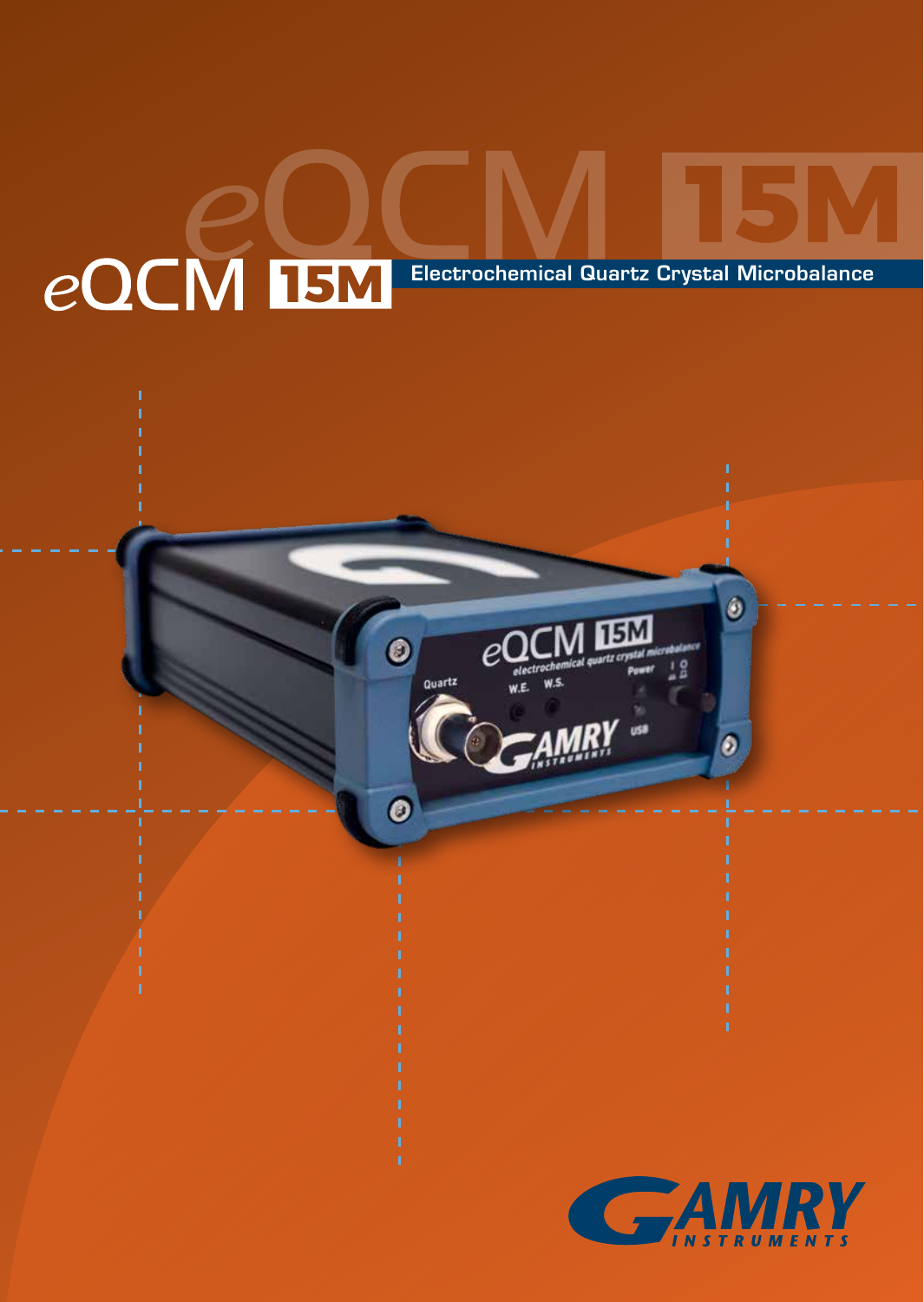# eQCM 15M

## Electrochemical Quartz Crystal Microbalance

GAMRY INSTRUMENTS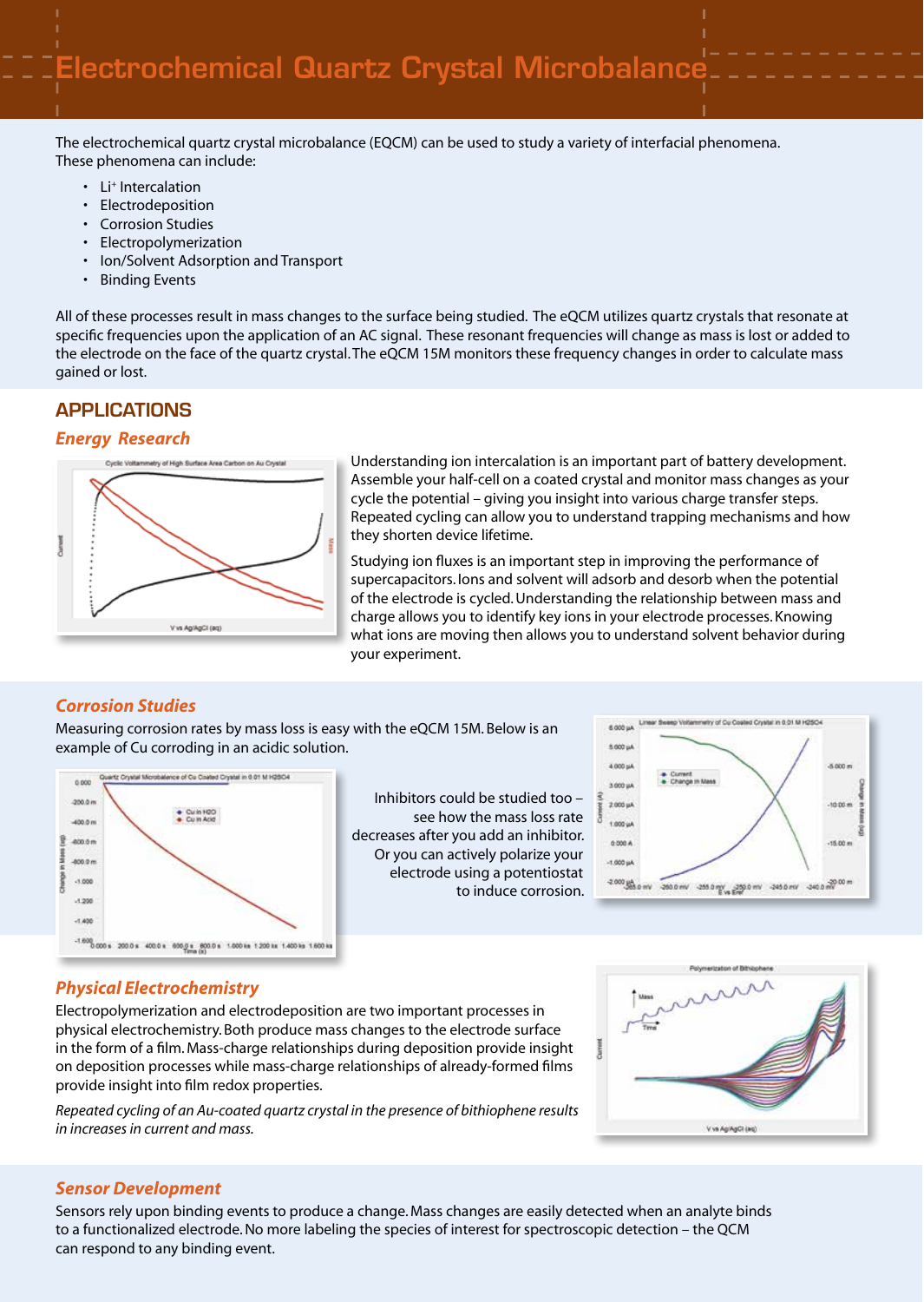# Electrochemical Quartz Crystal Microbalance

The electrochemical quartz crystal microbalance (EQCM) can be used to study a variety of interfacial phenomena. These phenomena can include:

- $Li^+$ Intercalation
- Electrodeposition
- Corrosion Studies
- Electropolymerization
- Ion/Solvent Adsorption and Transport
- Binding Events

All of these processes result in mass changes to the surface being studied. The eQCM utilizes quartz crystals that resonate at specific frequencies upon the application of an AC signal. These resonant frequencies will change as mass is lost or added to the electrode on the face of the quartz crystal. The eQCM 15M monitors these frequency changes in order to calculate mass gained or lost.

## APPLICATIONS

### *Energy Research*

Understanding ion intercalation is an important part of battery development. Assemble your half-cell on a coated crystal and monitor mass changes as your cycle the potential – giving you insight into various charge transfer steps. Repeated cycling can allow you to understand trapping mechanisms and how they shorten device lifetime.

Studying ion fluxes is an important step in improving the performance of supercapacitors. Ions and solvent will adsorb and desorb when the potential of the electrode is cycled. Understanding the relationship between mass and charge allows you to identify key ions in your electrode processes. Knowing what ions are moving then allows you to understand solvent behavior during your experiment.

### *Corrosion Studies*

Measuring corrosion rates by mass loss is easy with the eQCM 15M. Below is an example of Cu corroding in an acidic solution.

Inhibitors could be studied too – see how the mass loss rate decreases after you add an inhibitor. Or you can actively polarize your electrode using a potentiostat to induce corrosion.

### *Physical Electrochemistry*

Electropolymerization and electrodeposition are two important processes in physical electrochemistry. Both produce mass changes to the electrode surface in the form of a film. Mass-charge relationships during deposition provide insight on deposition processes while mass-charge relationships of already-formed films provide insight into film redox properties.

*Repeated cycling of an Au-coated quartz crystal in the presence of bithiophene results in increases in current and mass.*

### *Sensor Development*

Sensors rely upon binding events to produce a change. Mass changes are easily detected when an analyte binds to a functionalized electrode. No more labeling the species of interest for spectroscopic detection – the QCM can respond to any binding event.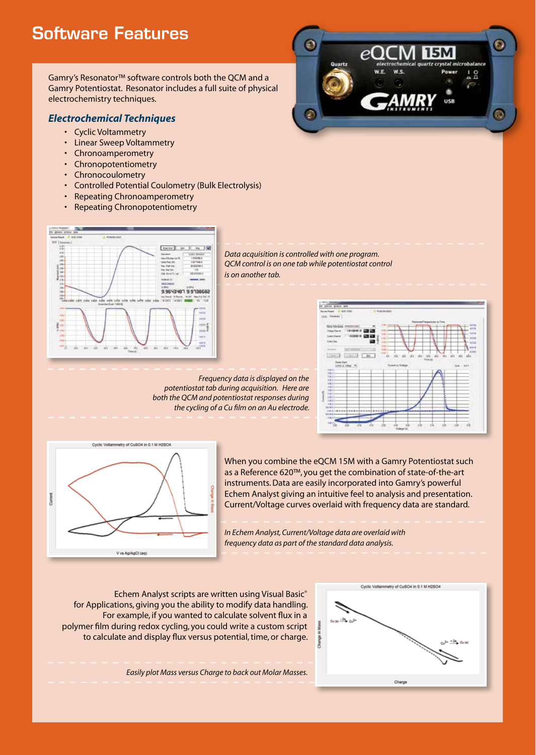# Software Features

Gamry's Resonator™ software controls both the QCM and a Gamry Potentiostat. Resonator includes a full suite of physical electrochemistry techniques.

## *Electrochemical Techniques*

- Cyclic Voltammetry
- Linear Sweep Voltammetry
- Chronoamperometry
- Chronopotentiometry
- Chronocoulometry
- Controlled Potential Coulometry (Bulk Electrolysis)
- Repeating Chronoamperometry
- Repeating Chronopotentiometry

*Data acquisition is controlled with one program. QCM control is on one tab while potentiostat control is on another tab.*

*Frequency data is displayed on the potentiostat tab during acquisition. Here are both the QCM and potentiostat responses during the cycling of a Cu film on an Au electrode.*

When you combine the eQCM 15M with a Gamry Potentiostat such as a Reference 620™, you get the combination of state-of-the-art instruments. Data are easily incorporated into Gamry's powerful Echem Analyst giving an intuitive feel to analysis and presentation. Current/Voltage curves overlaid with frequency data are standard.

*In Echem Analyst, Current/Voltage data are overlaid with frequency data as part of the standard data analysis.*

Echem Analyst scripts are written using Visual Basic® for Applications, giving you the ability to modify data handling. For example, if you wanted to calculate solvent flux in a polymer film during redox cycling, you could write a custom script to calculate and display flux versus potential, time, or charge.

*Easily plot Mass versus Charge to back out Molar Masses.*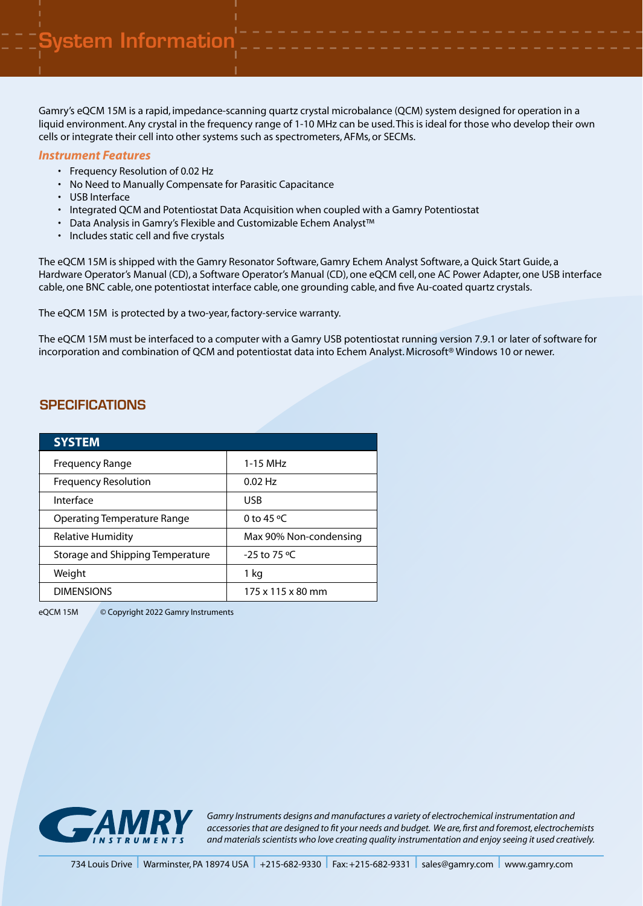# System Information

Gamry's eQCM 15M is a rapid, impedance-scanning quartz crystal microbalance (QCM) system designed for operation in a liquid environment. Any crystal in the frequency range of 1-10 MHz can be used. This is ideal for those who develop their own cells or integrate their cell into other systems such as spectrometers, AFMs, or SECMs.

### *Instrument Features*

- Frequency Resolution of 0.02 Hz
- No Need to Manually Compensate for Parasitic Capacitance
- USB Interface
- Integrated QCM and Potentiostat Data Acquisition when coupled with a Gamry Potentiostat
- Data Analysis in Gamry's Flexible and Customizable Echem Analyst™
- Includes static cell and five crystals

The eQCM 15M is shipped with the Gamry Resonator Software, Gamry Echem Analyst Software, a Quick Start Guide, a Hardware Operator's Manual (CD), a Software Operator's Manual (CD), one eQCM cell, one AC Power Adapter, one USB interface cable, one BNC cable, one potentiostat interface cable, one grounding cable, and five Au-coated quartz crystals.

The eQCM 15M is protected by a two-year, factory-service warranty.

The eQCM 15M must be interfaced to a computer with a Gamry USB potentiostat running version 7.9.1 or later of software for incorporation and combination of QCM and potentiostat data into Echem Analyst. Microsoft® Windows 10 or newer.

## SPECIFICATIONS

| SYSTEM | |
|---|---|
| Frequency Range | 1-15 MHz |
| Frequency Resolution | 0.02 Hz |
| Interface | USB |
| Operating Temperature Range | 0 to 45 ºC |
| Relative Humidity | Max 90% Non-condensing |
| Storage and Shipping Temperature | -25 to 75 ºC |
| Weight | 1 kg |
| DIMENSIONS | 175 x 115 x 80 mm |

eQCM 15M © Copyright 2022 Gamry Instruments

GAMRY INSTRUMENTS

*Gamry Instruments designs and manufactures a variety of electrochemical instrumentation and accessories that are designed to fit your needs and budget. We are, first and foremost, electrochemists and materials scientists who love creating quality instrumentation and enjoy seeing it used creatively.*

734 Louis Drive | Warminster, PA 18974 USA | +215-682-9330 | Fax: +215-682-9331 | sales@gamry.com | www.gamry.com